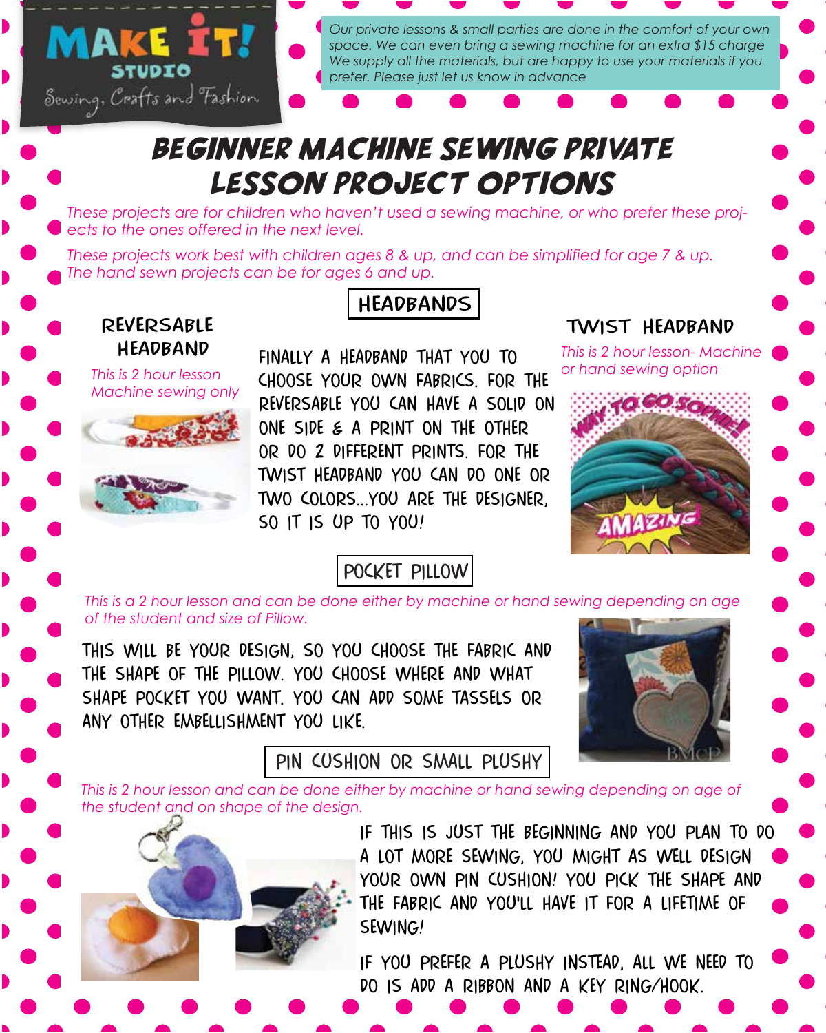MAKE IT! STUDIO

Sewing, Crafts and Fashion

*Our private lessons & small parties are done in the comfort of your own space. We can even bring a sewing machine for an extra $15 charge We supply all the materials, but are happy to use your materials if you prefer. Please just let us know in advance*

# BEGINNER MACHINE SEWING PRIVATE LESSON PROJECT OPTIONS

*These projects are for children who haven't used a sewing machine, or who prefer these projects to the ones offered in the next level.*

*These projects work best with children ages 8 & up, and can be simplified for age 7 & up. The hand sewn projects can be for ages 6 and up.*

## HEADBANDS

### REVERSABLE HEADBAND

*This is 2 hour lesson Machine sewing only*

FINALLY A HEADBAND THAT YOU TO CHOOSE YOUR OWN FABRICS. FOR THE REVERSABLE YOU CAN HAVE A SOLID ON ONE SIDE & A PRINT ON THE OTHER OR DO 2 DIFFERENT PRINTS. FOR THE TWIST HEADBAND YOU CAN DO ONE OR TWO COLORS...YOU ARE THE DESIGNER, SO IT IS UP TO YOU!

### TWIST HEADBAND

*This is 2 hour lesson- Machine or hand sewing option*

## POCKET PILLOW

*This is a 2 hour lesson and can be done either by machine or hand sewing depending on age of the student and size of Pillow.*

THIS WILL BE YOUR DESIGN, SO YOU CHOOSE THE FABRIC AND THE SHAPE OF THE PILLOW. YOU CHOOSE WHERE AND WHAT SHAPE POCKET YOU WANT. YOU CAN ADD SOME TASSELS OR ANY OTHER EMBELLISHMENT YOU LIKE.

## PIN CUSHION OR SMALL PLUSHY

*This is 2 hour lesson and can be done either by machine or hand sewing depending on age of the student and on shape of the design.*

IF THIS IS JUST THE BEGINNING AND YOU PLAN TO DO A LOT MORE SEWING, YOU MIGHT AS WELL DESIGN YOUR OWN PIN CUSHION! YOU PICK THE SHAPE AND THE FABRIC AND YOU'LL HAVE IT FOR A LIFETIME OF SEWING!

IF YOU PREFER A PLUSHY INSTEAD, ALL WE NEED TO DO IS ADD A RIBBON AND A KEY RING/HOOK.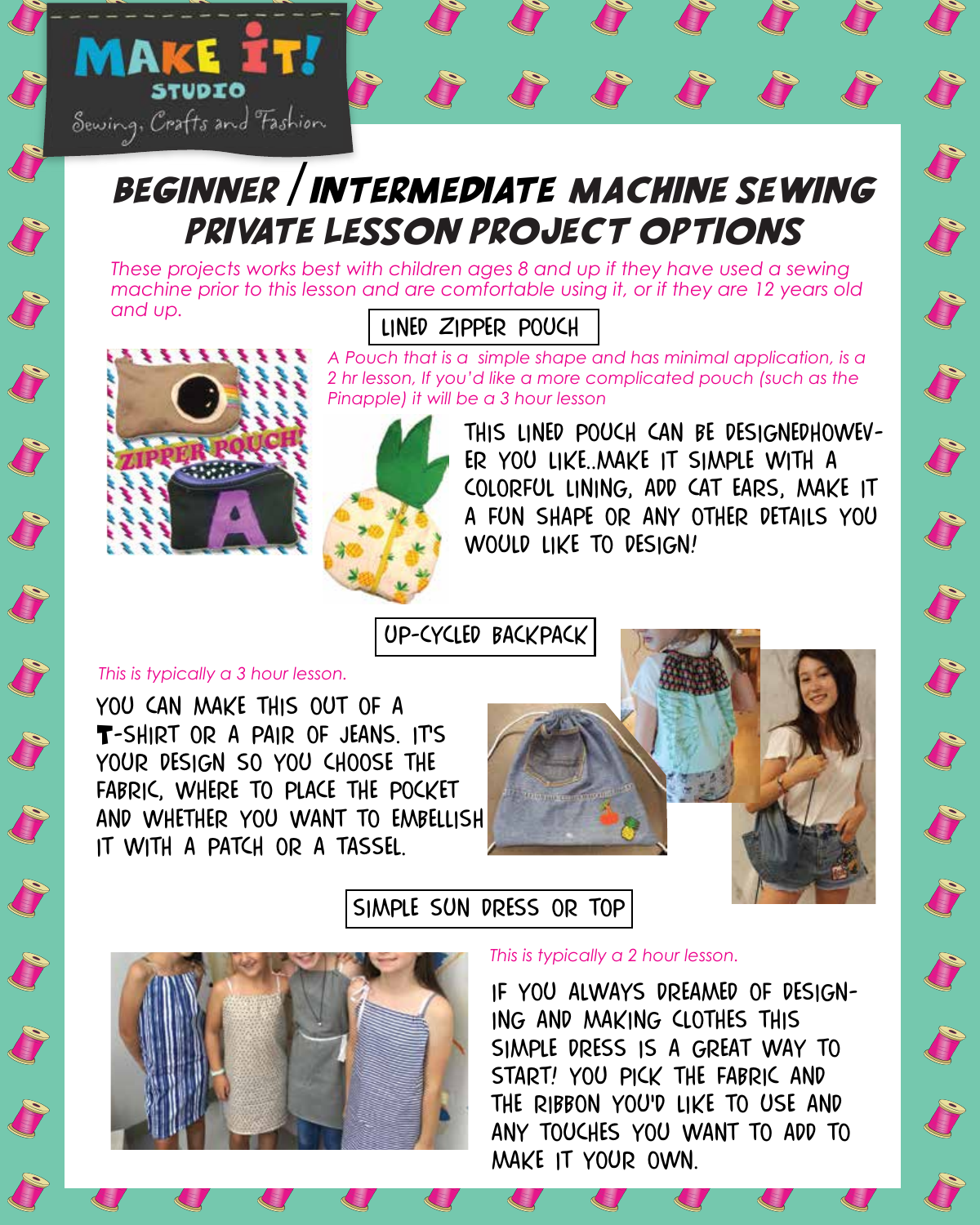MAKE IT! STUDIO

Sewing, Crafts and Fashion

# Beginner / Intermediate Machine Sewing Private Lesson Project Options

*These projects works best with children ages 8 and up if they have used a sewing machine prior to this lesson and are comfortable using it, or if they are 12 years old and up.*

## LINED ZIPPER POUCH

*A Pouch that is a simple shape and has minimal application, is a 2 hr lesson, If you'd like a more complicated pouch (such as the Pinapple) it will be a 3 hour lesson*

THIS LINED POUCH CAN BE DESIGNEDHOWEVER YOU LIKE..MAKE IT SIMPLE WITH A COLORFUL LINING, ADD CAT EARS, MAKE IT A FUN SHAPE OR ANY OTHER DETAILS YOU WOULD LIKE TO DESIGN!

## UP-CYCLED BACKPACK

*This is typically a 3 hour lesson.*

YOU CAN MAKE THIS OUT OF A T-SHIRT OR A PAIR OF JEANS. IT'S YOUR DESIGN SO YOU CHOOSE THE FABRIC, WHERE TO PLACE THE POCKET AND WHETHER YOU WANT TO EMBELLISH IT WITH A PATCH OR A TASSEL.

## SIMPLE SUN DRESS OR TOP

*This is typically a 2 hour lesson.*

IF YOU ALWAYS DREAMED OF DESIGNING AND MAKING CLOTHES THIS SIMPLE DRESS IS A GREAT WAY TO START! YOU PICK THE FABRIC AND THE RIBBON YOU'D LIKE TO USE AND ANY TOUCHES YOU WANT TO ADD TO MAKE IT YOUR OWN.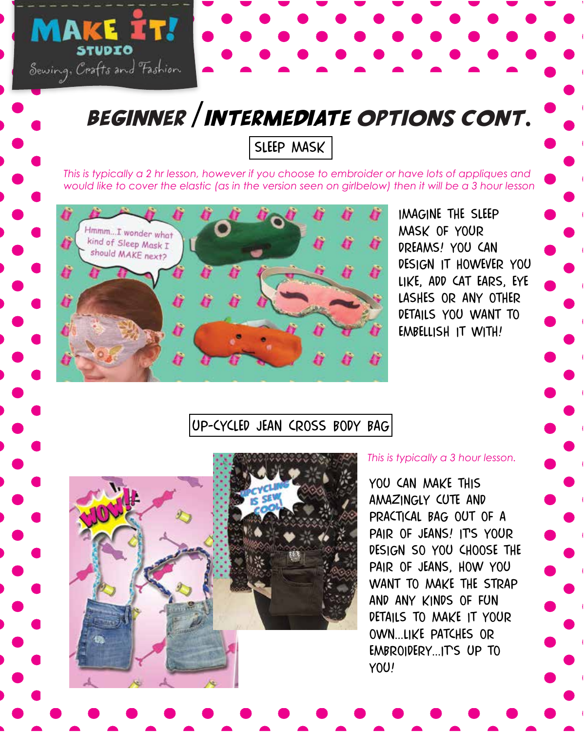# BEGINNER / INTERMEDIATE OPTIONS CONT.

## SLEEP MASK

*This is typically a 2 hr lesson, however if you choose to embroider or have lots of appliques and would like to cover the elastic (as in the version seen on girlbelow) then it will be a 3 hour lesson*

IMAGINE THE SLEEP MASK OF YOUR DREAMS! YOU CAN DESIGN IT HOWEVER YOU LIKE, ADD CAT EARS, EYE LASHES OR ANY OTHER DETAILS YOU WANT TO EMBELLISH IT WITH!

## UP-CYCLED JEAN CROSS BODY BAG

*This is typically a 3 hour lesson.*

YOU CAN MAKE THIS AMAZINGLY CUTE AND PRACTICAL BAG OUT OF A PAIR OF JEANS! IT'S YOUR DESIGN SO YOU CHOOSE THE PAIR OF JEANS, HOW YOU WANT TO MAKE THE STRAP AND ANY KINDS OF FUN DETAILS TO MAKE IT YOUR OWN...LIKE PATCHES OR EMBROIDERY...IT'S UP TO YOU!